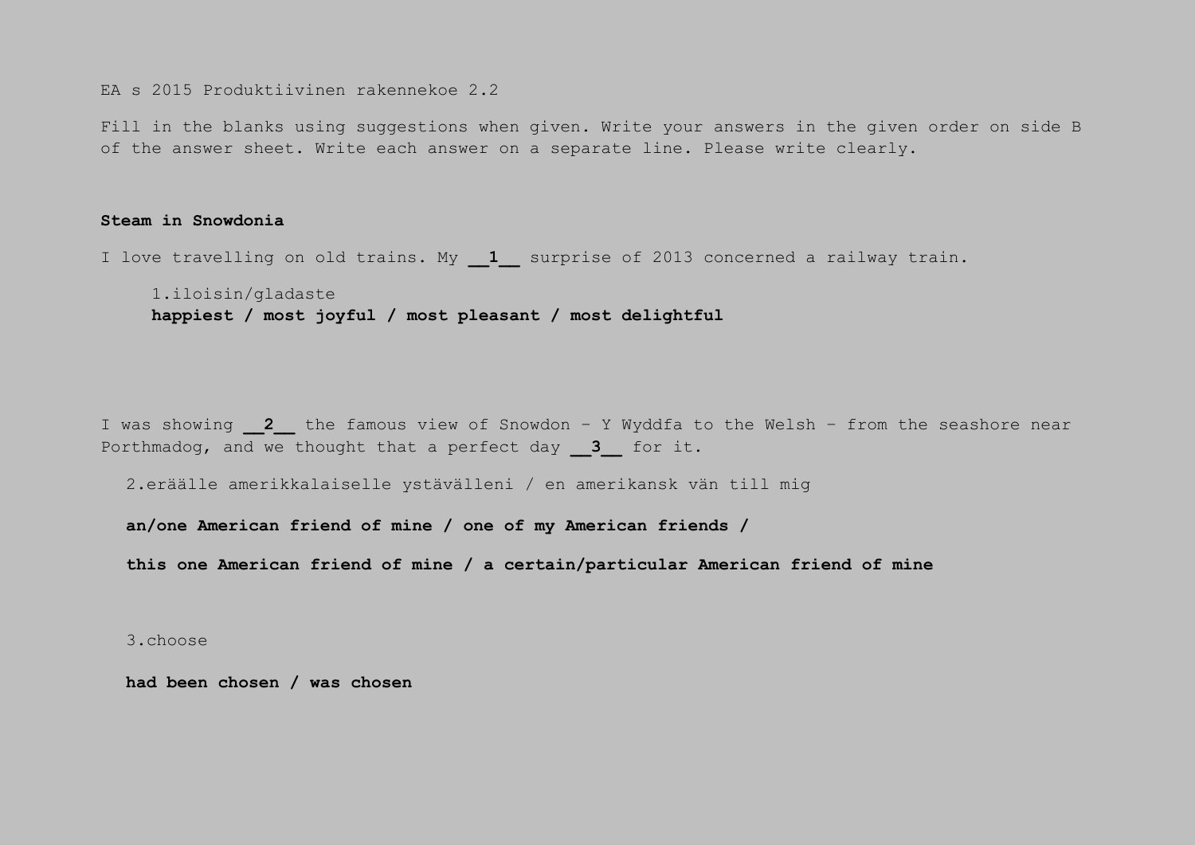EA s 2015 Produktiivinen rakennekoe 2.2

Fill in the blanks using suggestions when given. Write your answers in the given order on side B of the answer sheet. Write each answer on a separate line. Please write clearly.

**Steam in Snowdonia**

I love travelling on old trains. My __**1**__ surprise of 2013 concerned a railway train.

1.iloisin/gladaste
**happiest / most joyful / most pleasant / most delightful**

I was showing __**2**__ the famous view of Snowdon – Y Wyddfa to the Welsh – from the seashore near Porthmadog, and we thought that a perfect day __**3**__ for it.

2.eräälle amerikkalaiselle ystävälleni / en amerikansk vän till mig

**an/one American friend of mine / one of my American friends /**

**this one American friend of mine / a certain/particular American friend of mine**

3.choose

**had been chosen / was chosen**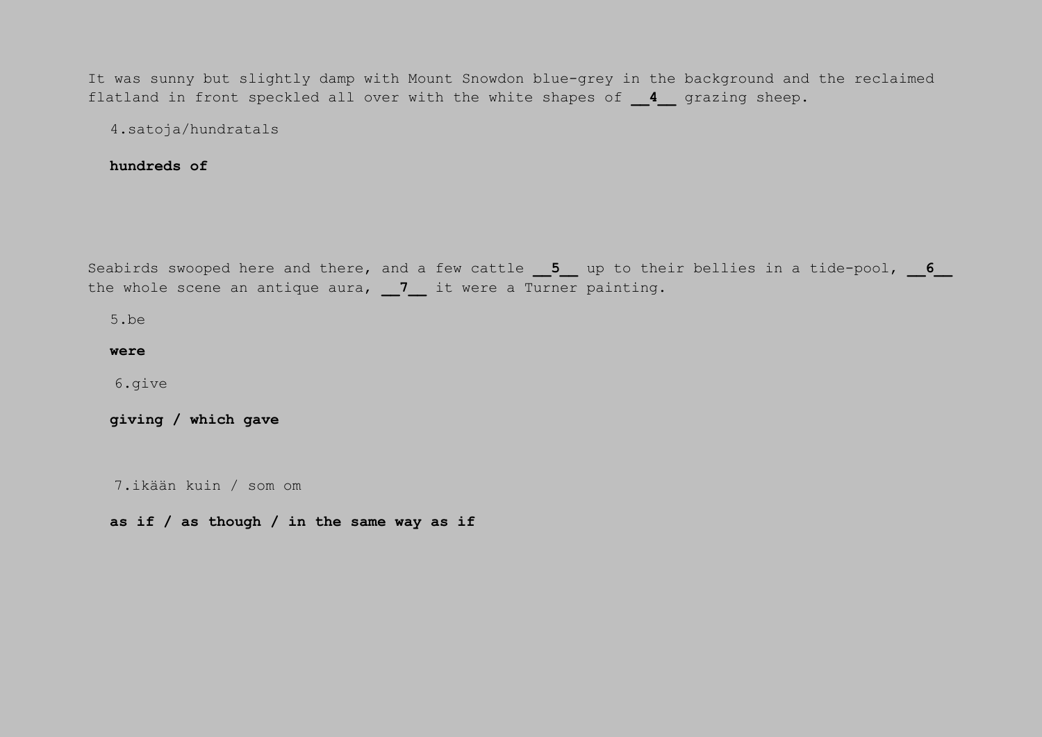It was sunny but slightly damp with Mount Snowdon blue-grey in the background and the reclaimed flatland in front speckled all over with the white shapes of **__4__** grazing sheep.

4.satoja/hundratals

**hundreds of**

Seabirds swooped here and there, and a few cattle **__5__** up to their bellies in a tide-pool, **__6__** the whole scene an antique aura, **__7__** it were a Turner painting.

5.be

**were**

6.give

**giving / which gave**

7.ikään kuin / som om

**as if / as though / in the same way as if**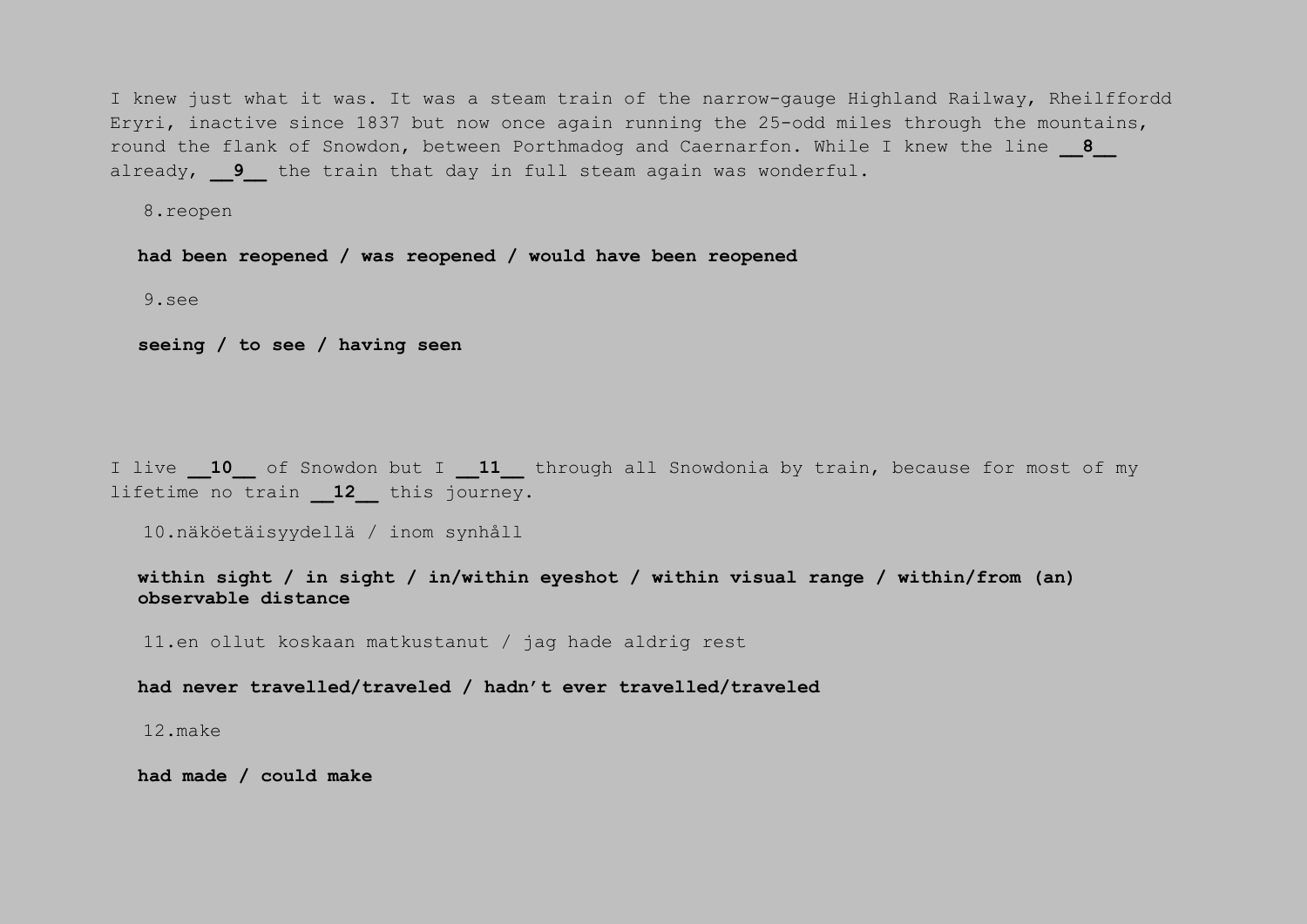I knew just what it was. It was a steam train of the narrow-gauge Highland Railway, Rheilffordd Eryri, inactive since 1837 but now once again running the 25-odd miles through the mountains, round the flank of Snowdon, between Porthmadog and Caernarfon. While I knew the line **__8__** already, **__9__** the train that day in full steam again was wonderful.

8.reopen

**had been reopened / was reopened / would have been reopened**

9.see

**seeing / to see / having seen**

I live **__10__** of Snowdon but I **__11__** through all Snowdonia by train, because for most of my lifetime no train **__12__** this journey.

10.näköetäisyydellä / inom synhåll

**within sight / in sight / in/within eyeshot / within visual range / within/from (an) observable distance**

11.en ollut koskaan matkustanut / jag hade aldrig rest

**had never travelled/traveled / hadn't ever travelled/traveled**

12.make

**had made / could make**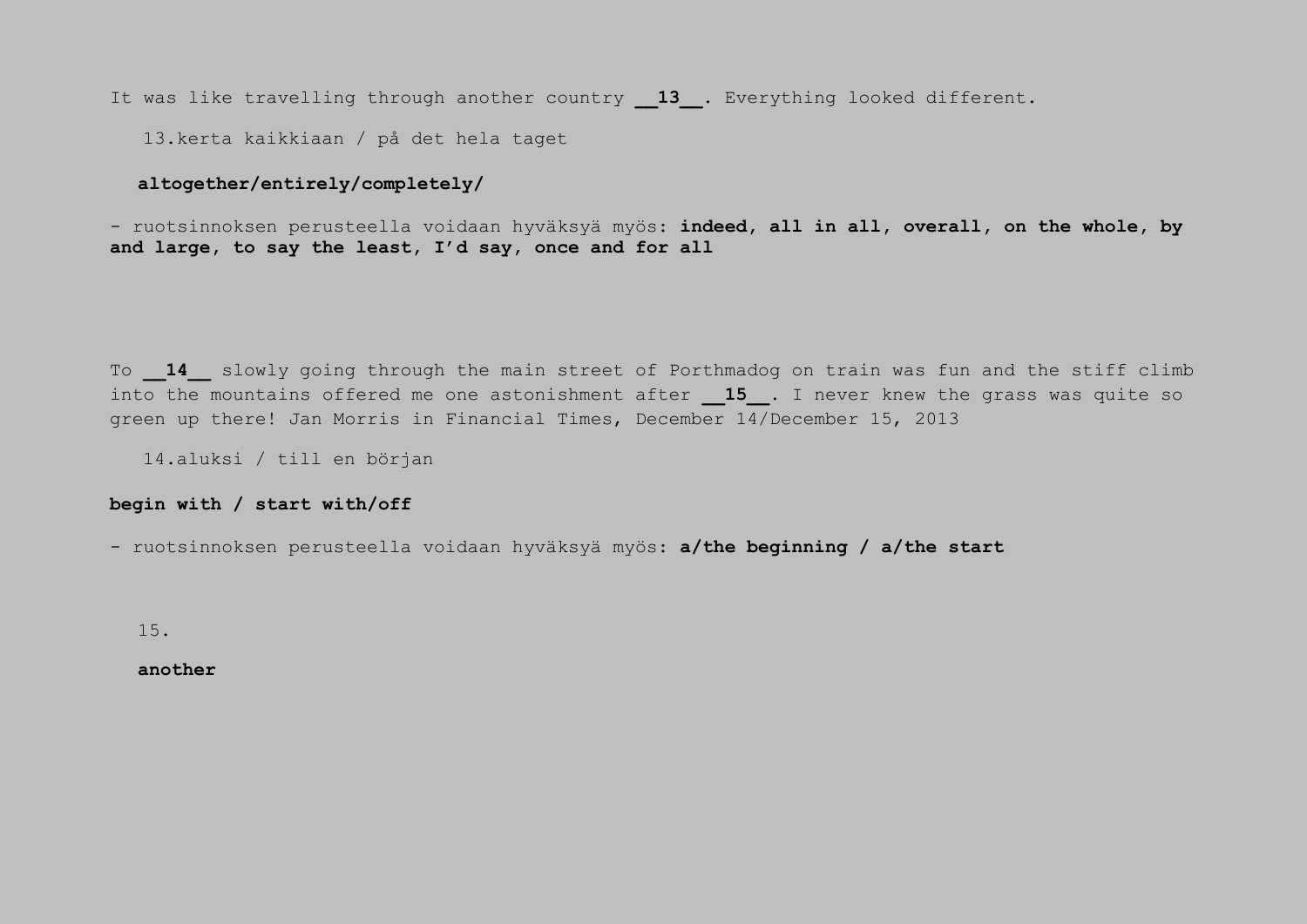It was like travelling through another country **__13__**. Everything looked different.

13.kerta kaikkiaan / på det hela taget

**altogether/entirely/completely/**

- ruotsinnoksen perusteella voidaan hyväksyä myös: **indeed, all in all, overall, on the whole, by and large, to say the least, I'd say, once and for all**

To **__14__** slowly going through the main street of Porthmadog on train was fun and the stiff climb into the mountains offered me one astonishment after **__15__**. I never knew the grass was quite so green up there! Jan Morris in Financial Times, December 14/December 15, 2013

14.aluksi / till en början

**begin with / start with/off**

- ruotsinnoksen perusteella voidaan hyväksyä myös: **a/the beginning / a/the start**

15.

**another**